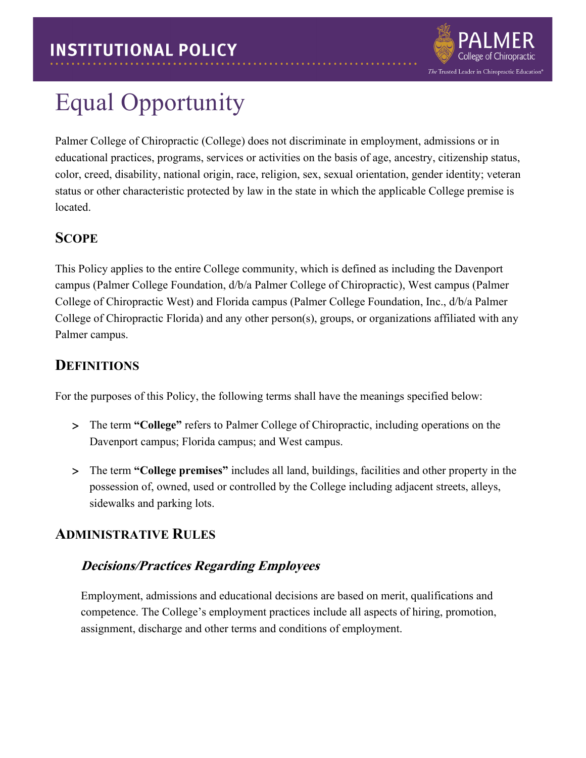# INSTITUTIONAL POLICY

# Equal Opportunity

Palmer College of Chiropractic (College) does not discriminate in employment, admissions or in educational practices, programs, services or activities on the basis of age, ancestry, citizenship status, color, creed, disability, national origin, race, religion, sex, sexual orientation, gender identity; veteran status or other characteristic protected by law in the state in which the applicable College premise is located.

## Scope

This Policy applies to the entire College community, which is defined as including the Davenport campus (Palmer College Foundation, d/b/a Palmer College of Chiropractic), West campus (Palmer College of Chiropractic West) and Florida campus (Palmer College Foundation, Inc., d/b/a Palmer College of Chiropractic Florida) and any other person(s), groups, or organizations affiliated with any Palmer campus.

## Definitions

For the purposes of this Policy, the following terms shall have the meanings specified below:

- The term **"College"** refers to Palmer College of Chiropractic, including operations on the Davenport campus; Florida campus; and West campus.
- The term **"College premises"** includes all land, buildings, facilities and other property in the possession of, owned, used or controlled by the College including adjacent streets, alleys, sidewalks and parking lots.

## Administrative Rules

### *Decisions/Practices Regarding Employees*

Employment, admissions and educational decisions are based on merit, qualifications and competence. The College's employment practices include all aspects of hiring, promotion, assignment, discharge and other terms and conditions of employment.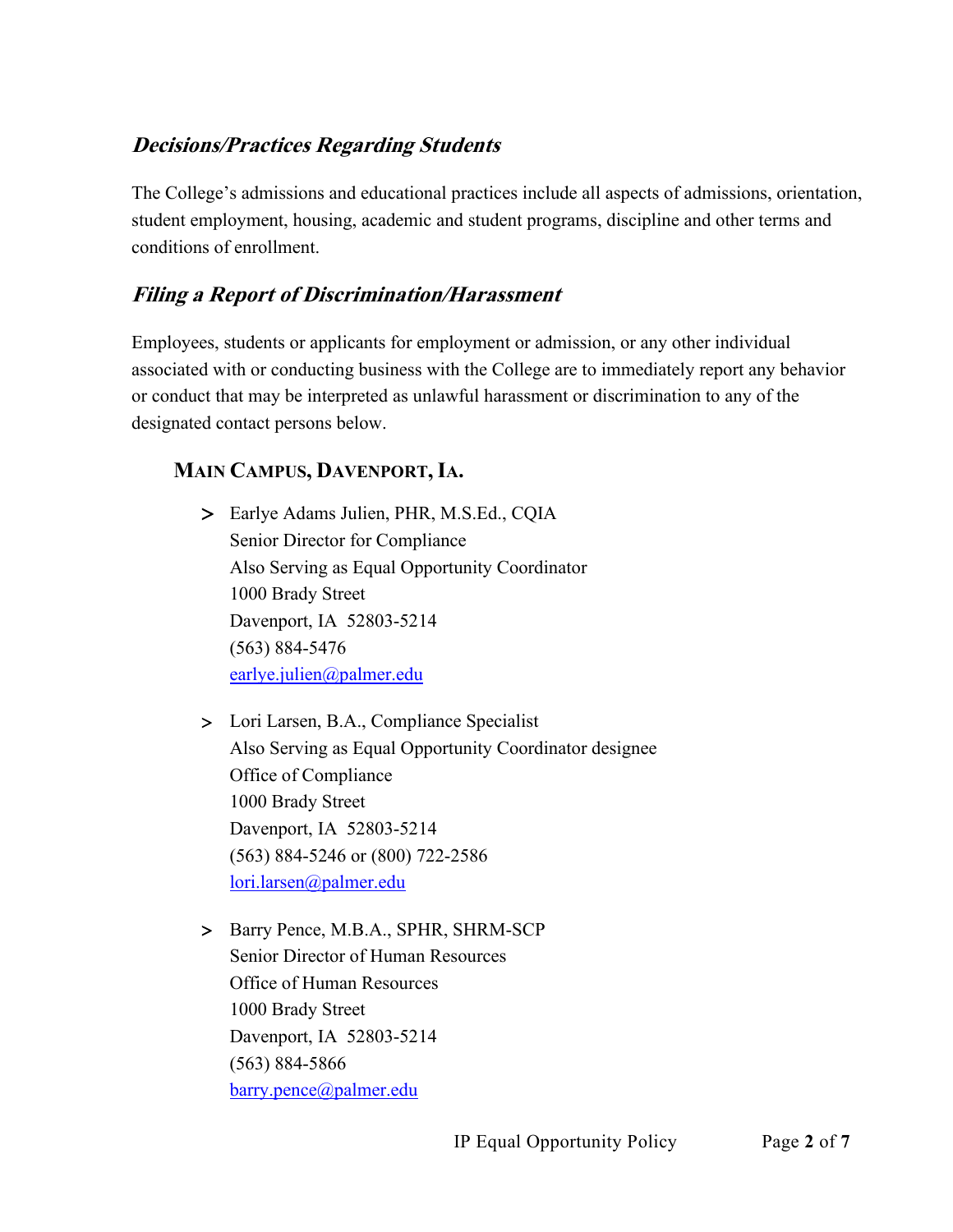## *Decisions/Practices Regarding Students*

The College's admissions and educational practices include all aspects of admissions, orientation, student employment, housing, academic and student programs, discipline and other terms and conditions of enrollment.

## *Filing a Report of Discrimination/Harassment*

Employees, students or applicants for employment or admission, or any other individual associated with or conducting business with the College are to immediately report any behavior or conduct that may be interpreted as unlawful harassment or discrimination to any of the designated contact persons below.

### MAIN CAMPUS, DAVENPORT, IA.

- Earlye Adams Julien, PHR, M.S.Ed., CQIA
  Senior Director for Compliance
  Also Serving as Equal Opportunity Coordinator
  1000 Brady Street
  Davenport, IA 52803-5214
  (563) 884-5476
  earlye.julien@palmer.edu

- Lori Larsen, B.A., Compliance Specialist
  Also Serving as Equal Opportunity Coordinator designee
  Office of Compliance
  1000 Brady Street
  Davenport, IA 52803-5214
  (563) 884-5246 or (800) 722-2586
  lori.larsen@palmer.edu

- Barry Pence, M.B.A., SPHR, SHRM-SCP
  Senior Director of Human Resources
  Office of Human Resources
  1000 Brady Street
  Davenport, IA 52803-5214
  (563) 884-5866
  barry.pence@palmer.edu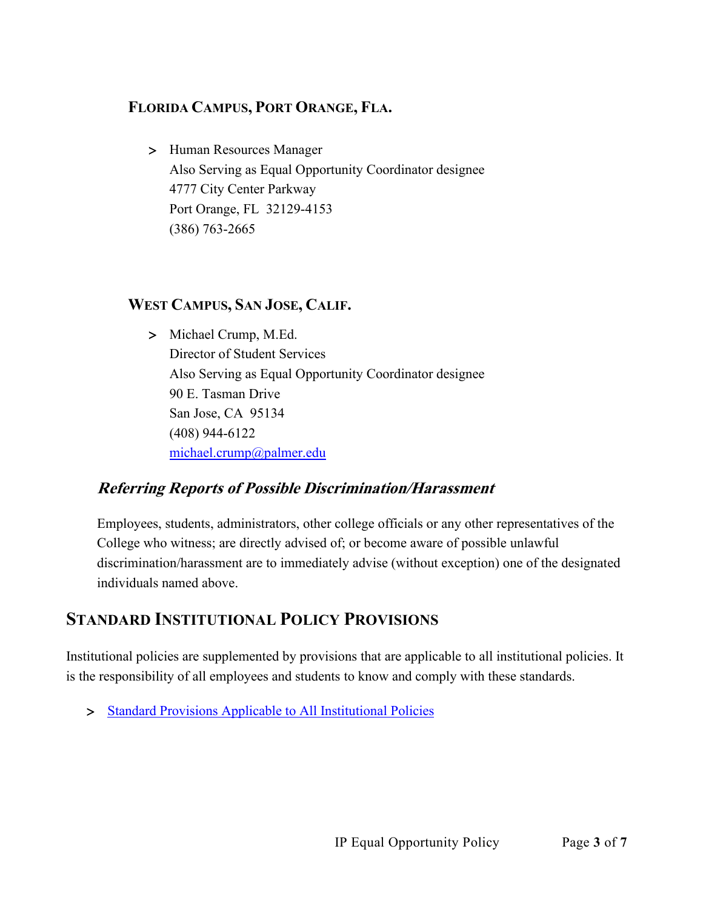#### FLORIDA CAMPUS, PORT ORANGE, FLA.

> Human Resources Manager
> Also Serving as Equal Opportunity Coordinator designee
> 4777 City Center Parkway
> Port Orange, FL 32129-4153
> (386) 763-2665

#### WEST CAMPUS, SAN JOSE, CALIF.

> Michael Crump, M.Ed.
> Director of Student Services
> Also Serving as Equal Opportunity Coordinator designee
> 90 E. Tasman Drive
> San Jose, CA 95134
> (408) 944-6122
> michael.crump@palmer.edu

### *Referring Reports of Possible Discrimination/Harassment*

Employees, students, administrators, other college officials or any other representatives of the College who witness; are directly advised of; or become aware of possible unlawful discrimination/harassment are to immediately advise (without exception) one of the designated individuals named above.

## STANDARD INSTITUTIONAL POLICY PROVISIONS

Institutional policies are supplemented by provisions that are applicable to all institutional policies. It is the responsibility of all employees and students to know and comply with these standards.

> Standard Provisions Applicable to All Institutional Policies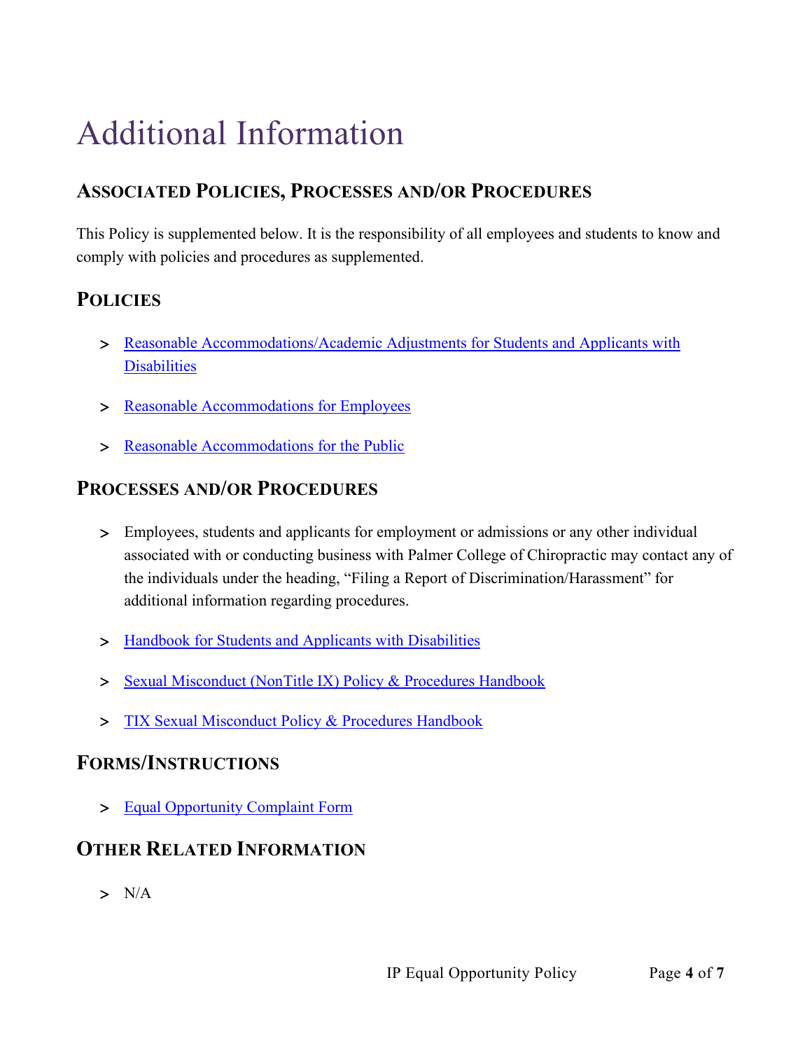# Additional Information

## Associated Policies, Processes and/or Procedures

This Policy is supplemented below. It is the responsibility of all employees and students to know and comply with policies and procedures as supplemented.

## Policies

- Reasonable Accommodations/Academic Adjustments for Students and Applicants with Disabilities
- Reasonable Accommodations for Employees
- Reasonable Accommodations for the Public

## Processes and/or Procedures

- Employees, students and applicants for employment or admissions or any other individual associated with or conducting business with Palmer College of Chiropractic may contact any of the individuals under the heading, "Filing a Report of Discrimination/Harassment" for additional information regarding procedures.
- Handbook for Students and Applicants with Disabilities
- Sexual Misconduct (NonTitle IX) Policy & Procedures Handbook
- TIX Sexual Misconduct Policy & Procedures Handbook

## Forms/Instructions

- Equal Opportunity Complaint Form

## Other Related Information

- N/A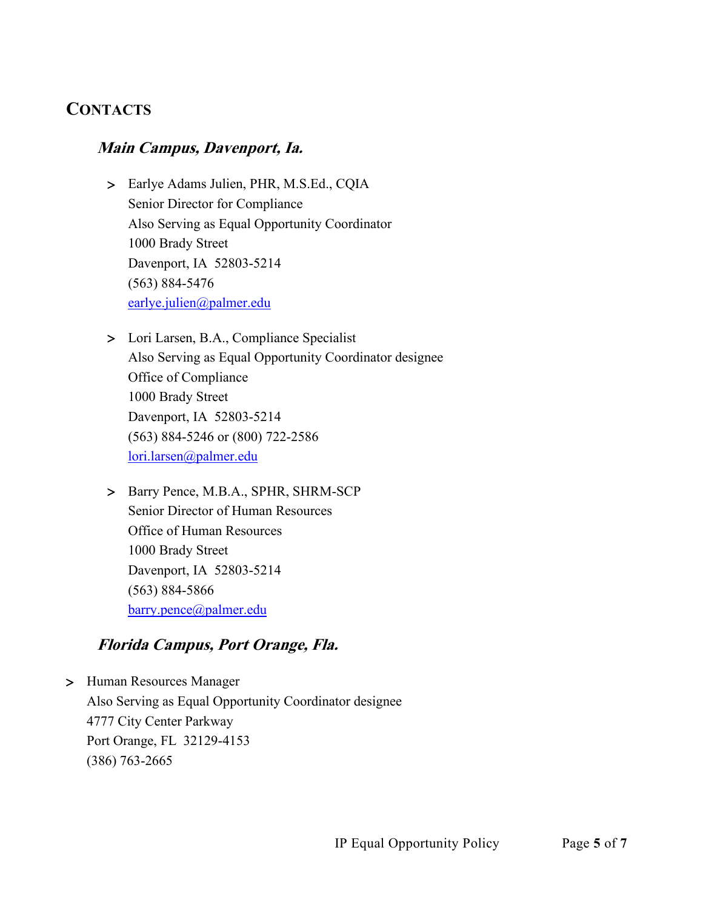## CONTACTS

### *Main Campus, Davenport, Ia.*

- Earlye Adams Julien, PHR, M.S.Ed., CQIA
  Senior Director for Compliance
  Also Serving as Equal Opportunity Coordinator
  1000 Brady Street
  Davenport, IA 52803-5214
  (563) 884-5476
  earlye.julien@palmer.edu

- Lori Larsen, B.A., Compliance Specialist
  Also Serving as Equal Opportunity Coordinator designee
  Office of Compliance
  1000 Brady Street
  Davenport, IA 52803-5214
  (563) 884-5246 or (800) 722-2586
  lori.larsen@palmer.edu

- Barry Pence, M.B.A., SPHR, SHRM-SCP
  Senior Director of Human Resources
  Office of Human Resources
  1000 Brady Street
  Davenport, IA 52803-5214
  (563) 884-5866
  barry.pence@palmer.edu

### *Florida Campus, Port Orange, Fla.*

- Human Resources Manager
  Also Serving as Equal Opportunity Coordinator designee
  4777 City Center Parkway
  Port Orange, FL 32129-4153
  (386) 763-2665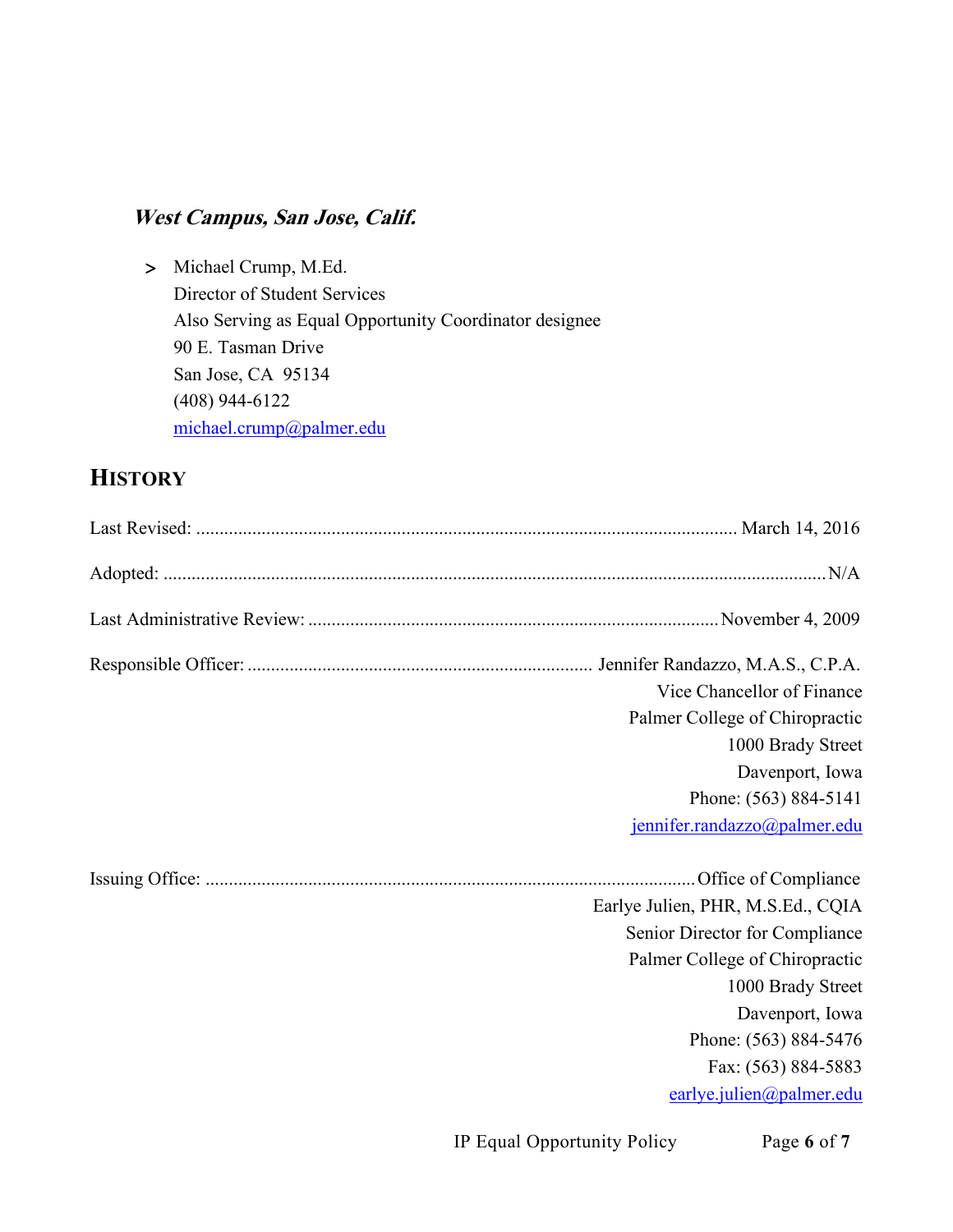### *West Campus, San Jose, Calif.*

- Michael Crump, M.Ed.
  Director of Student Services
  Also Serving as Equal Opportunity Coordinator designee
  90 E. Tasman Drive
  San Jose, CA 95134
  (408) 944-6122
  michael.crump@palmer.edu

## HISTORY

Last Revised: .................................................. March 14, 2016

Adopted: .................................................. N/A

Last Administrative Review: .................................................. November 4, 2009

Responsible Officer: .................................................. Jennifer Randazzo, M.A.S., C.P.A.
Vice Chancellor of Finance
Palmer College of Chiropractic
1000 Brady Street
Davenport, Iowa
Phone: (563) 884-5141
jennifer.randazzo@palmer.edu

Issuing Office: .................................................. Office of Compliance
Earlye Julien, PHR, M.S.Ed., CQIA
Senior Director for Compliance
Palmer College of Chiropractic
1000 Brady Street
Davenport, Iowa
Phone: (563) 884-5476
Fax: (563) 884-5883
earlye.julien@palmer.edu